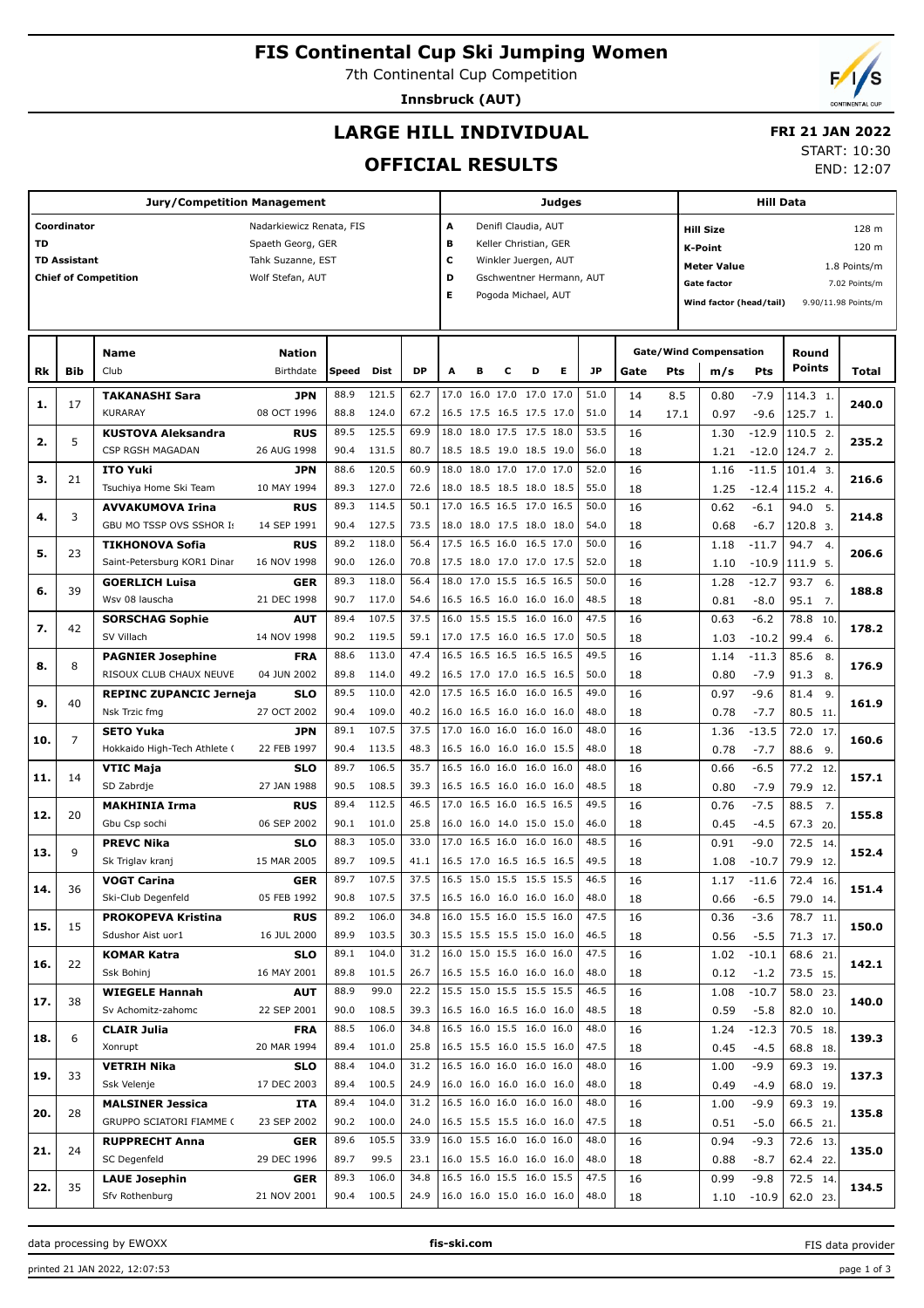# FIS Continental Cup Ski Jumping Women

7th Continental Cup Competition

**Innsbruck (AUT)**

## LARGE HILL INDIVIDUAL

## OFFICIAL RESULTS

**FRI 21 JAN 2022**

START: 10:30

END: 12:07

| Jury/Competition Management | | Judges | | Hill Data | |
|---|---|---|---|---|---|
| Coordinator | Nadarkiewicz Renata, FIS | A | Denifl Claudia, AUT | Hill Size | 128 m |
| TD | Spaeth Georg, GER | B | Keller Christian, GER | K-Point | 120 m |
| TD Assistant | Tahk Suzanne, EST | C | Winkler Juergen, AUT | Meter Value | 1.8 Points/m |
| Chief of Competition | Wolf Stefan, AUT | D | Gschwentner Hermann, AUT | Gate factor | 7.02 Points/m |
| | | E | Pogoda Michael, AUT | Wind factor (head/tail) | 9.90/11.98 Points/m |

| Rk | Bib | Name / Club | Nation / Birthdate | Speed | Dist | DP | A | B | C | D | E | JP | Gate | Pts | m/s | Pts | Round Points | Total |
|---|---|---|---|---|---|---|---|---|---|---|---|---|---|---|---|---|---|---|
| 1. | 17 | TAKANASHI Sara | JPN | 88.9 | 121.5 | 62.7 | 17.0 | 16.0 | 17.0 | 17.0 | 17.0 | 51.0 | 14 | 8.5 | 0.80 | -7.9 | 114.3 1. | 240.0 |
| | | KURARAY | 08 OCT 1996 | 88.8 | 124.0 | 67.2 | 16.5 | 17.5 | 16.5 | 17.5 | 17.0 | 51.0 | 14 | 17.1 | 0.97 | -9.6 | 125.7 1. | |
| 2. | 5 | KUSTOVA Aleksandra | RUS | 89.5 | 125.5 | 69.9 | 18.0 | 18.0 | 17.5 | 17.5 | 18.0 | 53.5 | 16 | | 1.30 | -12.9 | 110.5 2. | 235.2 |
| | | CSP RGSH MAGADAN | 26 AUG 1998 | 90.4 | 131.5 | 80.7 | 18.5 | 18.5 | 19.0 | 18.5 | 19.0 | 56.0 | 18 | | 1.21 | -12.0 | 124.7 2. | |
| 3. | 21 | ITO Yuki | JPN | 88.6 | 120.5 | 60.9 | 18.0 | 18.0 | 17.0 | 17.0 | 17.0 | 52.0 | 16 | | 1.16 | -11.5 | 101.4 3. | 216.6 |
| | | Tsuchiya Home Ski Team | 10 MAY 1994 | 89.3 | 127.0 | 72.6 | 18.0 | 18.5 | 18.5 | 18.0 | 18.5 | 55.0 | 18 | | 1.25 | -12.4 | 115.2 4. | |
| 4. | 3 | AVVAKUMOVA Irina | RUS | 89.3 | 114.5 | 50.1 | 17.0 | 16.5 | 16.5 | 17.0 | 16.5 | 50.0 | 16 | | 0.62 | -6.1 | 94.0 5. | 214.8 |
| | | GBU MO TSSP OVS SSHOR I: | 14 SEP 1991 | 90.4 | 127.5 | 73.5 | 18.0 | 18.0 | 17.5 | 18.0 | 18.0 | 54.0 | 18 | | 0.68 | -6.7 | 120.8 3. | |
| 5. | 23 | TIKHONOVA Sofia | RUS | 89.2 | 118.0 | 56.4 | 17.5 | 16.5 | 16.0 | 16.5 | 17.0 | 50.0 | 16 | | 1.18 | -11.7 | 94.7 4. | 206.6 |
| | | Saint-Petersburg KOR1 Dinar | 16 NOV 1998 | 90.0 | 126.0 | 70.8 | 17.5 | 18.0 | 17.0 | 17.0 | 17.5 | 52.0 | 18 | | 1.10 | -10.9 | 111.9 5. | |
| 6. | 39 | GOERLICH Luisa | GER | 89.3 | 118.0 | 56.4 | 18.0 | 17.0 | 15.5 | 16.5 | 16.5 | 50.0 | 16 | | 1.28 | -12.7 | 93.7 6. | 188.8 |
| | | Wsv 08 lauscha | 21 DEC 1998 | 90.7 | 117.0 | 54.6 | 16.5 | 16.5 | 16.0 | 16.0 | 16.0 | 48.5 | 18 | | 0.81 | -8.0 | 95.1 7. | |
| 7. | 42 | SORSCHAG Sophie | AUT | 89.4 | 107.5 | 37.5 | 16.0 | 15.5 | 15.5 | 16.0 | 16.0 | 47.5 | 16 | | 0.63 | -6.2 | 78.8 10. | 178.2 |
| | | SV Villach | 14 NOV 1998 | 90.2 | 119.5 | 59.1 | 17.0 | 17.5 | 16.0 | 16.5 | 17.0 | 50.5 | 18 | | 1.03 | -10.2 | 99.4 6. | |
| 8. | 8 | PAGNIER Josephine | FRA | 88.6 | 113.0 | 47.4 | 16.5 | 16.5 | 16.5 | 16.5 | 16.5 | 49.5 | 16 | | 1.14 | -11.3 | 85.6 8. | 176.9 |
| | | RISOUX CLUB CHAUX NEUVE | 04 JUN 2002 | 89.8 | 114.0 | 49.2 | 16.5 | 17.0 | 17.0 | 16.5 | 16.5 | 50.0 | 18 | | 0.80 | -7.9 | 91.3 8. | |
| 9. | 40 | REPINC ZUPANCIC Jerneja | SLO | 89.5 | 110.0 | 42.0 | 17.5 | 16.5 | 16.0 | 16.0 | 16.5 | 49.0 | 16 | | 0.97 | -9.6 | 81.4 9. | 161.9 |
| | | Nsk Trzic fmg | 27 OCT 2002 | 90.4 | 109.0 | 40.2 | 16.0 | 16.5 | 16.0 | 16.0 | 16.0 | 48.0 | 18 | | 0.78 | -7.7 | 80.5 11. | |
| 10. | 7 | SETO Yuka | JPN | 89.1 | 107.5 | 37.5 | 17.0 | 16.0 | 16.0 | 16.0 | 16.0 | 48.0 | 16 | | 1.36 | -13.5 | 72.0 17. | 160.6 |
| | | Hokkaido High-Tech Athlete ( | 22 FEB 1997 | 90.4 | 113.5 | 48.3 | 16.5 | 16.0 | 16.0 | 16.0 | 15.5 | 48.0 | 18 | | 0.78 | -7.7 | 88.6 9. | |
| 11. | 14 | VTIC Maja | SLO | 89.7 | 106.5 | 35.7 | 16.5 | 16.0 | 16.0 | 16.0 | 16.0 | 48.0 | 16 | | 0.66 | -6.5 | 77.2 12. | 157.1 |
| | | SD Zabrdje | 27 JAN 1988 | 90.5 | 108.5 | 39.3 | 16.5 | 16.5 | 16.0 | 16.0 | 16.0 | 48.5 | 18 | | 0.80 | -7.9 | 79.9 12. | |
| 12. | 20 | MAKHINIA Irma | RUS | 89.4 | 112.5 | 46.5 | 17.0 | 16.5 | 16.0 | 16.5 | 16.5 | 49.5 | 16 | | 0.76 | -7.5 | 88.5 7. | 155.8 |
| | | Gbu Csp sochi | 06 SEP 2002 | 90.1 | 101.0 | 25.8 | 16.0 | 16.0 | 14.0 | 15.0 | 15.0 | 46.0 | 18 | | 0.45 | -4.5 | 67.3 20. | |
| 13. | 9 | PREVC Nika | SLO | 88.3 | 105.0 | 33.0 | 17.0 | 16.5 | 16.0 | 16.0 | 16.0 | 48.5 | 16 | | 0.91 | -9.0 | 72.5 14. | 152.4 |
| | | Sk Triglav kranj | 15 MAR 2005 | 89.7 | 109.5 | 41.1 | 16.5 | 17.0 | 16.5 | 16.5 | 16.5 | 49.5 | 18 | | 1.08 | -10.7 | 79.9 12. | |
| 14. | 36 | VOGT Carina | GER | 89.7 | 107.5 | 37.5 | 16.5 | 15.0 | 15.5 | 15.5 | 15.5 | 46.5 | 16 | | 1.17 | -11.6 | 72.4 16. | 151.4 |
| | | Ski-Club Degenfeld | 05 FEB 1992 | 90.8 | 107.5 | 37.5 | 16.5 | 16.0 | 16.0 | 16.0 | 16.0 | 48.0 | 18 | | 0.66 | -6.5 | 79.0 14. | |
| 15. | 15 | PROKOPEVA Kristina | RUS | 89.2 | 106.0 | 34.8 | 16.0 | 15.5 | 16.0 | 15.5 | 16.0 | 47.5 | 16 | | 0.36 | -3.6 | 78.7 11. | 150.0 |
| | | Sdushor Aist uor1 | 16 JUL 2000 | 89.9 | 103.5 | 30.3 | 15.5 | 15.5 | 15.5 | 15.0 | 16.0 | 46.5 | 18 | | 0.56 | -5.5 | 71.3 17. | |
| 16. | 22 | KOMAR Katra | SLO | 89.1 | 104.0 | 31.2 | 16.0 | 15.0 | 15.5 | 16.0 | 16.0 | 47.5 | 16 | | 1.02 | -10.1 | 68.6 21. | 142.1 |
| | | Ssk Bohinj | 16 MAY 2001 | 89.8 | 101.5 | 26.7 | 16.5 | 15.5 | 16.0 | 16.0 | 16.0 | 48.0 | 18 | | 0.12 | -1.2 | 73.5 15. | |
| 17. | 38 | WIEGELE Hannah | AUT | 88.9 | 99.0 | 22.2 | 15.5 | 15.0 | 15.5 | 15.5 | 15.5 | 46.5 | 16 | | 1.08 | -10.7 | 58.0 23. | 140.0 |
| | | Sv Achomitz-zahomc | 22 SEP 2001 | 90.0 | 108.5 | 39.3 | 16.5 | 16.0 | 16.5 | 16.0 | 16.0 | 48.5 | 18 | | 0.59 | -5.8 | 82.0 10. | |
| 18. | 6 | CLAIR Julia | FRA | 88.5 | 106.0 | 34.8 | 16.5 | 16.0 | 15.5 | 16.0 | 16.0 | 48.0 | 16 | | 1.24 | -12.3 | 70.5 18. | 139.3 |
| | | Xonrupt | 20 MAR 1994 | 89.4 | 101.0 | 25.8 | 16.5 | 15.5 | 16.0 | 15.5 | 16.0 | 47.5 | 18 | | 0.45 | -4.5 | 68.8 18. | |
| 19. | 33 | VETRIH Nika | SLO | 88.4 | 104.0 | 31.2 | 16.5 | 16.0 | 16.0 | 16.0 | 16.0 | 48.0 | 16 | | 1.00 | -9.9 | 69.3 19. | 137.3 |
| | | Ssk Velenje | 17 DEC 2003 | 89.4 | 100.5 | 24.9 | 16.0 | 16.0 | 16.0 | 16.0 | 16.0 | 48.0 | 18 | | 0.49 | -4.9 | 68.0 19. | |
| 20. | 28 | MALSINER Jessica | ITA | 89.4 | 104.0 | 31.2 | 16.5 | 16.0 | 16.0 | 16.0 | 16.0 | 48.0 | 16 | | 1.00 | -9.9 | 69.3 19. | 135.8 |
| | | GRUPPO SCIATORI FIAMME ( | 23 SEP 2002 | 90.2 | 100.0 | 24.0 | 16.5 | 15.5 | 15.5 | 16.0 | 16.0 | 47.5 | 18 | | 0.51 | -5.0 | 66.5 21. | |
| 21. | 24 | RUPPRECHT Anna | GER | 89.6 | 105.5 | 33.9 | 16.0 | 15.5 | 16.0 | 16.0 | 16.0 | 48.0 | 16 | | 0.94 | -9.3 | 72.6 13. | 135.0 |
| | | SC Degenfeld | 29 DEC 1996 | 89.7 | 99.5 | 23.1 | 16.0 | 15.5 | 16.0 | 16.0 | 16.0 | 48.0 | 18 | | 0.88 | -8.7 | 62.4 22. | |
| 22. | 35 | LAUE Josephin | GER | 89.3 | 106.0 | 34.8 | 16.5 | 16.0 | 15.5 | 16.0 | 15.5 | 47.5 | 16 | | 0.99 | -9.8 | 72.5 14. | 134.5 |
| | | Sfv Rothenburg | 21 NOV 2001 | 90.4 | 100.5 | 24.9 | 16.0 | 16.0 | 15.0 | 16.0 | 16.0 | 48.0 | 18 | | 1.10 | -10.9 | 62.0 23. | |

data processing by EWOXX — fis-ski.com — FIS data provider

printed 21 JAN 2022, 12:07:53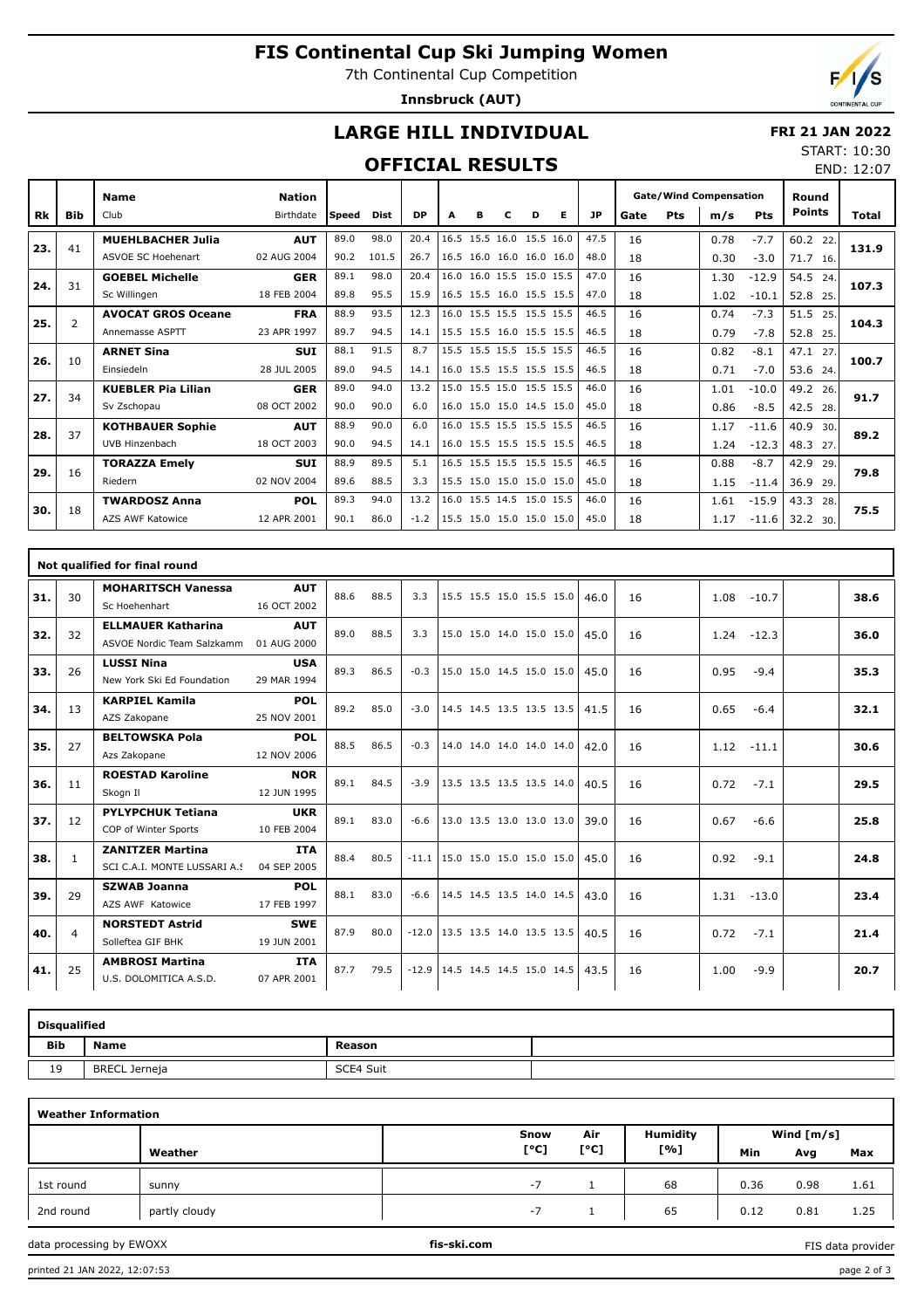# FIS Continental Cup Ski Jumping Women

7th Continental Cup Competition

**Innsbruck (AUT)**

## LARGE HILL INDIVIDUAL

**FRI 21 JAN 2022**

START: 10:30
END: 12:07

## OFFICIAL RESULTS

| Rk | Bib | Name / Club | Nation / Birthdate | Speed | Dist | DP | A | B | C | D | E | JP | Gate | Pts | m/s | Pts | Round Points | Total |
|---|---|---|---|---|---|---|---|---|---|---|---|---|---|---|---|---|---|---|
| 23. | 41 | MUEHLBACHER Julia | AUT | 89.0 | 98.0 | 20.4 | 16.5 | 15.5 | 16.0 | 15.5 | 16.0 | 47.5 | 16 | | 0.78 | -7.7 | 60.2 22. | 131.9 |
| | | ASVOE SC Hoehenart | 02 AUG 2004 | 90.2 | 101.5 | 26.7 | 16.5 | 16.0 | 16.0 | 16.0 | 16.0 | 48.0 | 18 | | 0.30 | -3.0 | 71.7 16. | |
| 24. | 31 | GOEBEL Michelle | GER | 89.1 | 98.0 | 20.4 | 16.0 | 16.0 | 15.5 | 15.0 | 15.5 | 47.0 | 16 | | 1.30 | -12.9 | 54.5 24. | 107.3 |
| | | Sc Willingen | 18 FEB 2004 | 89.8 | 95.5 | 15.9 | 16.5 | 15.5 | 16.0 | 15.5 | 15.5 | 47.0 | 18 | | 1.02 | -10.1 | 52.8 25. | |
| 25. | 2 | AVOCAT GROS Oceane | FRA | 88.9 | 93.5 | 12.3 | 16.0 | 15.5 | 15.5 | 15.5 | 15.5 | 46.5 | 16 | | 0.74 | -7.3 | 51.5 25. | 104.3 |
| | | Annemasse ASPTT | 23 APR 1997 | 89.7 | 94.5 | 14.1 | 15.5 | 15.5 | 16.0 | 15.5 | 15.5 | 46.5 | 18 | | 0.79 | -7.8 | 52.8 25. | |
| 26. | 10 | ARNET Sina | SUI | 88.1 | 91.5 | 8.7 | 15.5 | 15.5 | 15.5 | 15.5 | 15.5 | 46.5 | 16 | | 0.82 | -8.1 | 47.1 27. | 100.7 |
| | | Einsiedeln | 28 JUL 2005 | 89.0 | 94.5 | 14.1 | 16.0 | 15.5 | 15.5 | 15.5 | 15.5 | 46.5 | 18 | | 0.71 | -7.0 | 53.6 24. | |
| 27. | 34 | KUEBLER Pia Lilian | GER | 89.0 | 94.0 | 13.2 | 15.0 | 15.5 | 15.0 | 15.5 | 15.5 | 46.0 | 16 | | 1.01 | -10.0 | 49.2 26. | 91.7 |
| | | Sv Zschopau | 08 OCT 2002 | 90.0 | 90.0 | 6.0 | 16.0 | 15.0 | 15.0 | 14.5 | 15.0 | 45.0 | 18 | | 0.86 | -8.5 | 42.5 28. | |
| 28. | 37 | KOTHBAUER Sophie | AUT | 88.9 | 90.0 | 6.0 | 16.0 | 15.5 | 15.5 | 15.5 | 15.5 | 46.5 | 16 | | 1.17 | -11.6 | 40.9 30. | 89.2 |
| | | UVB Hinzenbach | 18 OCT 2003 | 90.0 | 94.5 | 14.1 | 16.0 | 15.5 | 15.5 | 15.5 | 15.5 | 46.5 | 18 | | 1.24 | -12.3 | 48.3 27. | |
| 29. | 16 | TORAZZA Emely | SUI | 88.9 | 89.5 | 5.1 | 16.5 | 15.5 | 15.5 | 15.5 | 15.5 | 46.5 | 16 | | 0.88 | -8.7 | 42.9 29. | 79.8 |
| | | Riedern | 02 NOV 2004 | 89.6 | 88.5 | 3.3 | 15.5 | 15.0 | 15.0 | 15.0 | 15.0 | 45.0 | 18 | | 1.15 | -11.4 | 36.9 29. | |
| 30. | 18 | TWARDOSZ Anna | POL | 89.3 | 94.0 | 13.2 | 16.0 | 15.5 | 14.5 | 15.0 | 15.5 | 46.0 | 16 | | 1.61 | -15.9 | 43.3 28. | 75.5 |
| | | AZS AWF Katowice | 12 APR 2001 | 90.1 | 86.0 | -1.2 | 15.5 | 15.0 | 15.0 | 15.0 | 15.0 | 45.0 | 18 | | 1.17 | -11.6 | 32.2 30. | |

### Not qualified for final round

| Rk | Bib | Name / Club | Nation / Birthdate | Speed | Dist | DP | A | B | C | D | E | JP | Gate | Pts | m/s | Pts | Round Points | Total |
|---|---|---|---|---|---|---|---|---|---|---|---|---|---|---|---|---|---|---|
| 31. | 30 | MOHARITSCH Vanessa / Sc Hoehenhart | AUT / 16 OCT 2002 | 88.6 | 88.5 | 3.3 | 15.5 | 15.5 | 15.0 | 15.5 | 15.0 | 46.0 | 16 | | 1.08 | -10.7 | | 38.6 |
| 32. | 32 | ELLMAUER Katharina / ASVOE Nordic Team Salzkamm | AUT / 01 AUG 2000 | 89.0 | 88.5 | 3.3 | 15.0 | 15.0 | 14.0 | 15.0 | 15.0 | 45.0 | 16 | | 1.24 | -12.3 | | 36.0 |
| 33. | 26 | LUSSI Nina / New York Ski Ed Foundation | USA / 29 MAR 1994 | 89.3 | 86.5 | -0.3 | 15.0 | 15.0 | 14.5 | 15.0 | 15.0 | 45.0 | 16 | | 0.95 | -9.4 | | 35.3 |
| 34. | 13 | KARPIEL Kamila / AZS Zakopane | POL / 25 NOV 2001 | 89.2 | 85.0 | -3.0 | 14.5 | 14.5 | 13.5 | 13.5 | 13.5 | 41.5 | 16 | | 0.65 | -6.4 | | 32.1 |
| 35. | 27 | BELTOWSKA Pola / Azs Zakopane | POL / 12 NOV 2006 | 88.5 | 86.5 | -0.3 | 14.0 | 14.0 | 14.0 | 14.0 | 14.0 | 42.0 | 16 | | 1.12 | -11.1 | | 30.6 |
| 36. | 11 | ROESTAD Karoline / Skogn Il | NOR / 12 JUN 1995 | 89.1 | 84.5 | -3.9 | 13.5 | 13.5 | 13.5 | 13.5 | 14.0 | 40.5 | 16 | | 0.72 | -7.1 | | 29.5 |
| 37. | 12 | PYLYPCHUK Tetiana / COP of Winter Sports | UKR / 10 FEB 2004 | 89.1 | 83.0 | -6.6 | 13.0 | 13.5 | 13.0 | 13.0 | 13.0 | 39.0 | 16 | | 0.67 | -6.6 | | 25.8 |
| 38. | 1 | ZANITZER Martina / SCI C.A.I. MONTE LUSSARI A.S | ITA / 04 SEP 2005 | 88.4 | 80.5 | -11.1 | 15.0 | 15.0 | 15.0 | 15.0 | 15.0 | 45.0 | 16 | | 0.92 | -9.1 | | 24.8 |
| 39. | 29 | SZWAB Joanna / AZS AWF Katowice | POL / 17 FEB 1997 | 88.1 | 83.0 | -6.6 | 14.5 | 14.5 | 13.5 | 14.0 | 14.5 | 43.0 | 16 | | 1.31 | -13.0 | | 23.4 |
| 40. | 4 | NORSTEDT Astrid / Solleftea GIF BHK | SWE / 19 JUN 2001 | 87.9 | 80.0 | -12.0 | 13.5 | 13.5 | 14.0 | 13.5 | 13.5 | 40.5 | 16 | | 0.72 | -7.1 | | 21.4 |
| 41. | 25 | AMBROSI Martina / U.S. DOLOMITICA A.S.D. | ITA / 07 APR 2001 | 87.7 | 79.5 | -12.9 | 14.5 | 14.5 | 14.5 | 15.0 | 14.5 | 43.5 | 16 | | 1.00 | -9.9 | | 20.7 |

### Disqualified

| Bib | Name | Reason |
|---|---|---|
| 19 | BRECL Jerneja | SCE4 Suit |

### Weather Information

| | Weather | Snow [°C] | Air [°C] | Humidity [%] | Wind [m/s] Min | Avg | Max |
|---|---|---|---|---|---|---|---|
| 1st round | sunny | -7 | 1 | 68 | 0.36 | 0.98 | 1.61 |
| 2nd round | partly cloudy | -7 | 1 | 65 | 0.12 | 0.81 | 1.25 |

data processing by EWOXX — fis-ski.com — FIS data provider

printed 21 JAN 2022, 12:07:53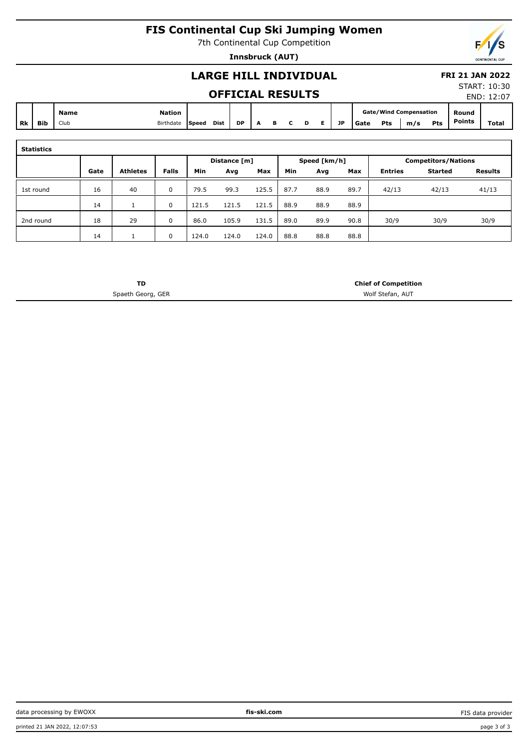# FIS Continental Cup Ski Jumping Women

7th Continental Cup Competition

**Innsbruck (AUT)**

## LARGE HILL INDIVIDUAL

**FRI 21 JAN 2022**

START: 10:30

END: 12:07

## OFFICIAL RESULTS

| Rk | Bib | Name / Club | Nation / Birthdate | Speed | Dist | DP | A | B | C | D | E | JP | Gate/Wind Compensation Gate | Pts | m/s | Pts | Round Points | Total |
|---|---|---|---|---|---|---|---|---|---|---|---|---|---|---|---|---|---|---|

**Statistics**

| | Gate | Athletes | Falls | Distance [m] | | | Speed [km/h] | | | Competitors/Nations | | |
|---|---|---|---|---|---|---|---|---|---|---|---|---|
| | | | | Min | Avg | Max | Min | Avg | Max | Entries | Started | Results |
| 1st round | 16 | 40 | 0 | 79.5 | 99.3 | 125.5 | 87.7 | 88.9 | 89.7 | 42/13 | 42/13 | 41/13 |
| | 14 | 1 | 0 | 121.5 | 121.5 | 121.5 | 88.9 | 88.9 | 88.9 | | | |
| 2nd round | 18 | 29 | 0 | 86.0 | 105.9 | 131.5 | 89.0 | 89.9 | 90.8 | 30/9 | 30/9 | 30/9 |
| | 14 | 1 | 0 | 124.0 | 124.0 | 124.0 | 88.8 | 88.8 | 88.8 | | | |

**TD**

Spaeth Georg, GER

**Chief of Competition**

Wolf Stefan, AUT

data processing by EWOXX | **fis-ski.com** | FIS data provider

printed 21 JAN 2022, 12:07:53